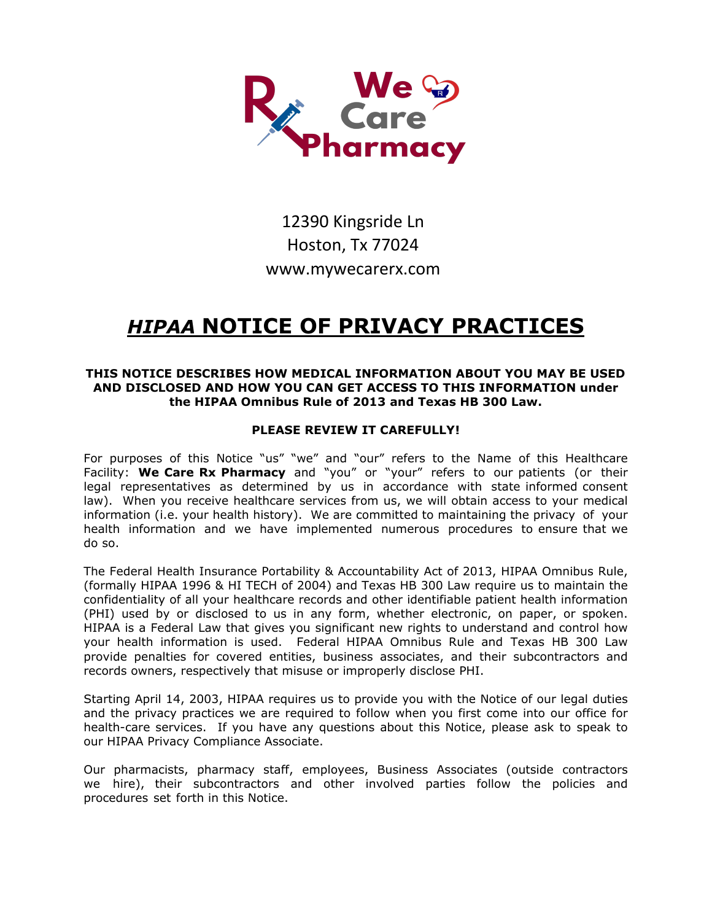We Care Rx Pharmacy

12390 Kingsride Ln
Hoston, Tx 77024
www.mywecarerx.com

# ***HIPAA*** NOTICE OF PRIVACY PRACTICES

**THIS NOTICE DESCRIBES HOW MEDICAL INFORMATION ABOUT YOU MAY BE USED AND DISCLOSED AND HOW YOU CAN GET ACCESS TO THIS INFORMATION under the HIPAA Omnibus Rule of 2013 and Texas HB 300 Law.**

**PLEASE REVIEW IT CAREFULLY!**

For purposes of this Notice "us" "we" and "our" refers to the Name of this Healthcare Facility: **We Care Rx Pharmacy** and "you" or "your" refers to our patients (or their legal representatives as determined by us in accordance with state informed consent law). When you receive healthcare services from us, we will obtain access to your medical information (i.e. your health history). We are committed to maintaining the privacy of your health information and we have implemented numerous procedures to ensure that we do so.

The Federal Health Insurance Portability & Accountability Act of 2013, HIPAA Omnibus Rule, (formally HIPAA 1996 & HI TECH of 2004) and Texas HB 300 Law require us to maintain the confidentiality of all your healthcare records and other identifiable patient health information (PHI) used by or disclosed to us in any form, whether electronic, on paper, or spoken. HIPAA is a Federal Law that gives you significant new rights to understand and control how your health information is used. Federal HIPAA Omnibus Rule and Texas HB 300 Law provide penalties for covered entities, business associates, and their subcontractors and records owners, respectively that misuse or improperly disclose PHI.

Starting April 14, 2003, HIPAA requires us to provide you with the Notice of our legal duties and the privacy practices we are required to follow when you first come into our office for health-care services. If you have any questions about this Notice, please ask to speak to our HIPAA Privacy Compliance Associate.

Our pharmacists, pharmacy staff, employees, Business Associates (outside contractors we hire), their subcontractors and other involved parties follow the policies and procedures set forth in this Notice.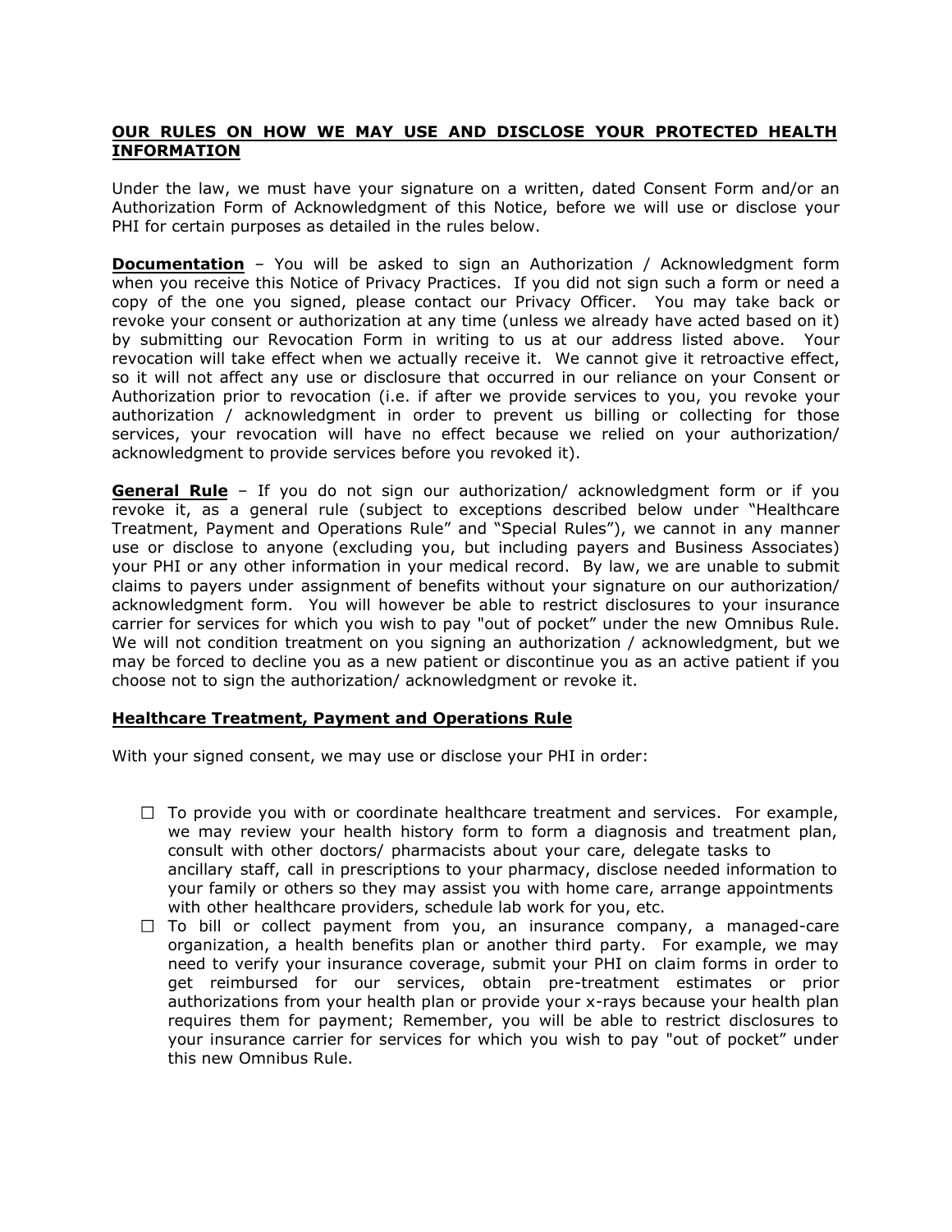## OUR RULES ON HOW WE MAY USE AND DISCLOSE YOUR PROTECTED HEALTH INFORMATION

Under the law, we must have your signature on a written, dated Consent Form and/or an Authorization Form of Acknowledgment of this Notice, before we will use or disclose your PHI for certain purposes as detailed in the rules below.

**Documentation** – You will be asked to sign an Authorization / Acknowledgment form when you receive this Notice of Privacy Practices. If you did not sign such a form or need a copy of the one you signed, please contact our Privacy Officer. You may take back or revoke your consent or authorization at any time (unless we already have acted based on it) by submitting our Revocation Form in writing to us at our address listed above. Your revocation will take effect when we actually receive it. We cannot give it retroactive effect, so it will not affect any use or disclosure that occurred in our reliance on your Consent or Authorization prior to revocation (i.e. if after we provide services to you, you revoke your authorization / acknowledgment in order to prevent us billing or collecting for those services, your revocation will have no effect because we relied on your authorization/ acknowledgment to provide services before you revoked it).

**General Rule** – If you do not sign our authorization/ acknowledgment form or if you revoke it, as a general rule (subject to exceptions described below under "Healthcare Treatment, Payment and Operations Rule" and "Special Rules"), we cannot in any manner use or disclose to anyone (excluding you, but including payers and Business Associates) your PHI or any other information in your medical record. By law, we are unable to submit claims to payers under assignment of benefits without your signature on our authorization/ acknowledgment form. You will however be able to restrict disclosures to your insurance carrier for services for which you wish to pay "out of pocket" under the new Omnibus Rule. We will not condition treatment on you signing an authorization / acknowledgment, but we may be forced to decline you as a new patient or discontinue you as an active patient if you choose not to sign the authorization/ acknowledgment or revoke it.

### Healthcare Treatment, Payment and Operations Rule

With your signed consent, we may use or disclose your PHI in order:

- ☐ To provide you with or coordinate healthcare treatment and services. For example, we may review your health history form to form a diagnosis and treatment plan, consult with other doctors/ pharmacists about your care, delegate tasks to ancillary staff, call in prescriptions to your pharmacy, disclose needed information to your family or others so they may assist you with home care, arrange appointments with other healthcare providers, schedule lab work for you, etc.
- ☐ To bill or collect payment from you, an insurance company, a managed-care organization, a health benefits plan or another third party. For example, we may need to verify your insurance coverage, submit your PHI on claim forms in order to get reimbursed for our services, obtain pre-treatment estimates or prior authorizations from your health plan or provide your x-rays because your health plan requires them for payment; Remember, you will be able to restrict disclosures to your insurance carrier for services for which you wish to pay "out of pocket" under this new Omnibus Rule.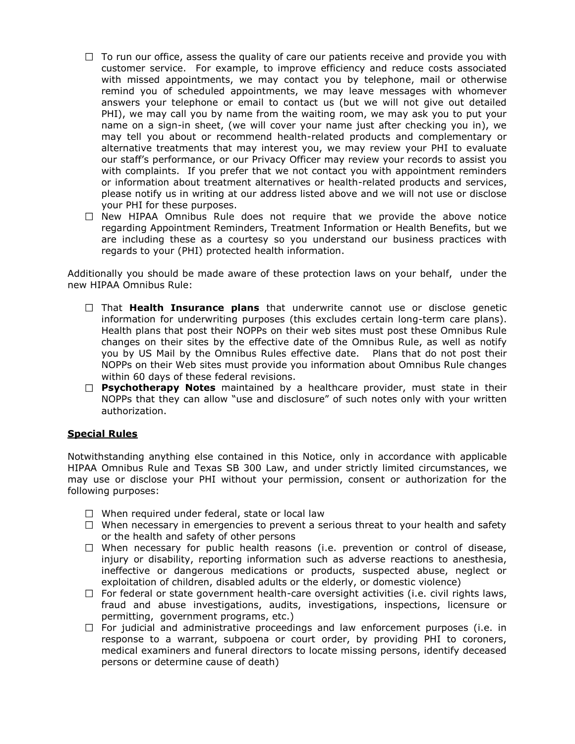- ☐ To run our office, assess the quality of care our patients receive and provide you with customer service. For example, to improve efficiency and reduce costs associated with missed appointments, we may contact you by telephone, mail or otherwise remind you of scheduled appointments, we may leave messages with whomever answers your telephone or email to contact us (but we will not give out detailed PHI), we may call you by name from the waiting room, we may ask you to put your name on a sign-in sheet, (we will cover your name just after checking you in), we may tell you about or recommend health-related products and complementary or alternative treatments that may interest you, we may review your PHI to evaluate our staff's performance, or our Privacy Officer may review your records to assist you with complaints. If you prefer that we not contact you with appointment reminders or information about treatment alternatives or health-related products and services, please notify us in writing at our address listed above and we will not use or disclose your PHI for these purposes.
- ☐ New HIPAA Omnibus Rule does not require that we provide the above notice regarding Appointment Reminders, Treatment Information or Health Benefits, but we are including these as a courtesy so you understand our business practices with regards to your (PHI) protected health information.

Additionally you should be made aware of these protection laws on your behalf, under the new HIPAA Omnibus Rule:

- ☐ That **Health Insurance plans** that underwrite cannot use or disclose genetic information for underwriting purposes (this excludes certain long-term care plans). Health plans that post their NOPPs on their web sites must post these Omnibus Rule changes on their sites by the effective date of the Omnibus Rule, as well as notify you by US Mail by the Omnibus Rules effective date. Plans that do not post their NOPPs on their Web sites must provide you information about Omnibus Rule changes within 60 days of these federal revisions.
- ☐ **Psychotherapy Notes** maintained by a healthcare provider, must state in their NOPPs that they can allow "use and disclosure" of such notes only with your written authorization.

**<u>Special Rules</u>**

Notwithstanding anything else contained in this Notice, only in accordance with applicable HIPAA Omnibus Rule and Texas SB 300 Law, and under strictly limited circumstances, we may use or disclose your PHI without your permission, consent or authorization for the following purposes:

- ☐ When required under federal, state or local law
- ☐ When necessary in emergencies to prevent a serious threat to your health and safety or the health and safety of other persons
- ☐ When necessary for public health reasons (i.e. prevention or control of disease, injury or disability, reporting information such as adverse reactions to anesthesia, ineffective or dangerous medications or products, suspected abuse, neglect or exploitation of children, disabled adults or the elderly, or domestic violence)
- ☐ For federal or state government health-care oversight activities (i.e. civil rights laws, fraud and abuse investigations, audits, investigations, inspections, licensure or permitting, government programs, etc.)
- ☐ For judicial and administrative proceedings and law enforcement purposes (i.e. in response to a warrant, subpoena or court order, by providing PHI to coroners, medical examiners and funeral directors to locate missing persons, identify deceased persons or determine cause of death)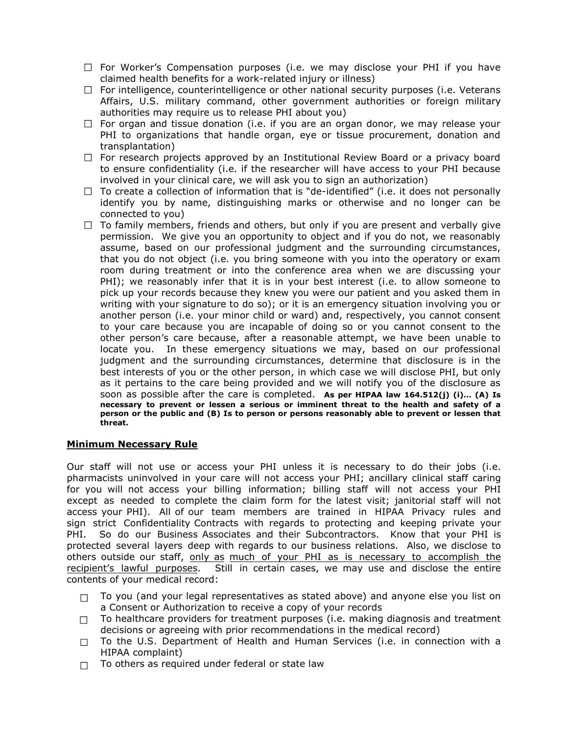- ☐ For Worker's Compensation purposes (i.e. we may disclose your PHI if you have claimed health benefits for a work-related injury or illness)
- ☐ For intelligence, counterintelligence or other national security purposes (i.e. Veterans Affairs, U.S. military command, other government authorities or foreign military authorities may require us to release PHI about you)
- ☐ For organ and tissue donation (i.e. if you are an organ donor, we may release your PHI to organizations that handle organ, eye or tissue procurement, donation and transplantation)
- ☐ For research projects approved by an Institutional Review Board or a privacy board to ensure confidentiality (i.e. if the researcher will have access to your PHI because involved in your clinical care, we will ask you to sign an authorization)
- ☐ To create a collection of information that is "de-identified" (i.e. it does not personally identify you by name, distinguishing marks or otherwise and no longer can be connected to you)
- ☐ To family members, friends and others, but only if you are present and verbally give permission. We give you an opportunity to object and if you do not, we reasonably assume, based on our professional judgment and the surrounding circumstances, that you do not object (i.e. you bring someone with you into the operatory or exam room during treatment or into the conference area when we are discussing your PHI); we reasonably infer that it is in your best interest (i.e. to allow someone to pick up your records because they knew you were our patient and you asked them in writing with your signature to do so); or it is an emergency situation involving you or another person (i.e. your minor child or ward) and, respectively, you cannot consent to your care because you are incapable of doing so or you cannot consent to the other person's care because, after a reasonable attempt, we have been unable to locate you. In these emergency situations we may, based on our professional judgment and the surrounding circumstances, determine that disclosure is in the best interests of you or the other person, in which case we will disclose PHI, but only as it pertains to the care being provided and we will notify you of the disclosure as soon as possible after the care is completed. **As per HIPAA law 164.512(j) (i)… (A) Is necessary to prevent or lessen a serious or imminent threat to the health and safety of a person or the public and (B) Is to person or persons reasonably able to prevent or lessen that threat.**

## Minimum Necessary Rule

Our staff will not use or access your PHI unless it is necessary to do their jobs (i.e. pharmacists uninvolved in your care will not access your PHI; ancillary clinical staff caring for you will not access your billing information; billing staff will not access your PHI except as needed to complete the claim form for the latest visit; janitorial staff will not access your PHI). All of our team members are trained in HIPAA Privacy rules and sign strict Confidentiality Contracts with regards to protecting and keeping private your PHI. So do our Business Associates and their Subcontractors. Know that your PHI is protected several layers deep with regards to our business relations. Also, we disclose to others outside our staff, only as much of your PHI as is necessary to accomplish the recipient's lawful purposes. Still in certain cases, we may use and disclose the entire contents of your medical record:

- ☐ To you (and your legal representatives as stated above) and anyone else you list on a Consent or Authorization to receive a copy of your records
- ☐ To healthcare providers for treatment purposes (i.e. making diagnosis and treatment decisions or agreeing with prior recommendations in the medical record)
- ☐ To the U.S. Department of Health and Human Services (i.e. in connection with a HIPAA complaint)
- ☐ To others as required under federal or state law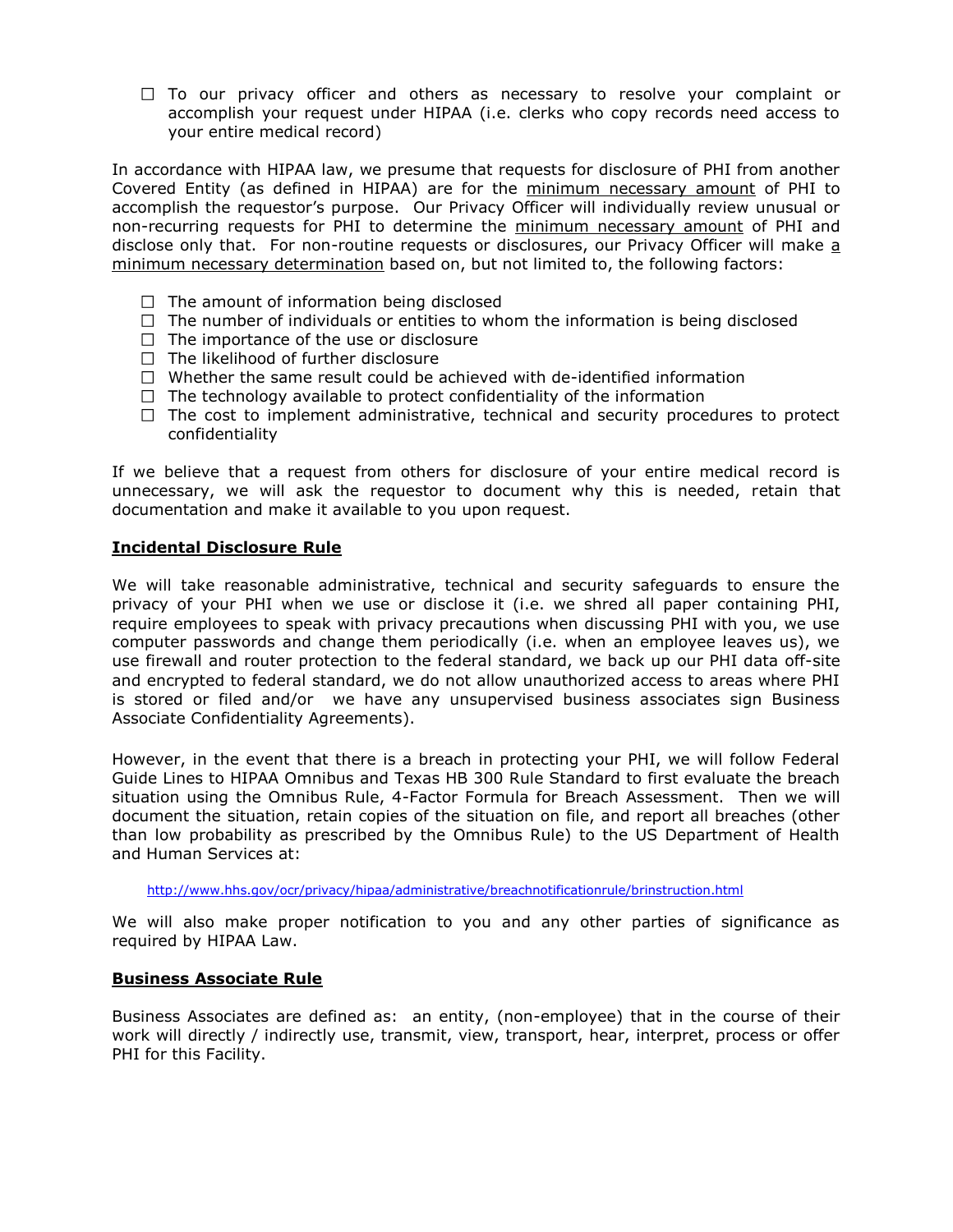- ☐ To our privacy officer and others as necessary to resolve your complaint or accomplish your request under HIPAA (i.e. clerks who copy records need access to your entire medical record)

In accordance with HIPAA law, we presume that requests for disclosure of PHI from another Covered Entity (as defined in HIPAA) are for the minimum necessary amount of PHI to accomplish the requestor's purpose. Our Privacy Officer will individually review unusual or non-recurring requests for PHI to determine the minimum necessary amount of PHI and disclose only that. For non-routine requests or disclosures, our Privacy Officer will make a minimum necessary determination based on, but not limited to, the following factors:

- ☐ The amount of information being disclosed
- ☐ The number of individuals or entities to whom the information is being disclosed
- ☐ The importance of the use or disclosure
- ☐ The likelihood of further disclosure
- ☐ Whether the same result could be achieved with de-identified information
- ☐ The technology available to protect confidentiality of the information
- ☐ The cost to implement administrative, technical and security procedures to protect confidentiality

If we believe that a request from others for disclosure of your entire medical record is unnecessary, we will ask the requestor to document why this is needed, retain that documentation and make it available to you upon request.

**Incidental Disclosure Rule**

We will take reasonable administrative, technical and security safeguards to ensure the privacy of your PHI when we use or disclose it (i.e. we shred all paper containing PHI, require employees to speak with privacy precautions when discussing PHI with you, we use computer passwords and change them periodically (i.e. when an employee leaves us), we use firewall and router protection to the federal standard, we back up our PHI data off-site and encrypted to federal standard, we do not allow unauthorized access to areas where PHI is stored or filed and/or we have any unsupervised business associates sign Business Associate Confidentiality Agreements).

However, in the event that there is a breach in protecting your PHI, we will follow Federal Guide Lines to HIPAA Omnibus and Texas HB 300 Rule Standard to first evaluate the breach situation using the Omnibus Rule, 4-Factor Formula for Breach Assessment. Then we will document the situation, retain copies of the situation on file, and report all breaches (other than low probability as prescribed by the Omnibus Rule) to the US Department of Health and Human Services at:

http://www.hhs.gov/ocr/privacy/hipaa/administrative/breachnotificationrule/brinstruction.html

We will also make proper notification to you and any other parties of significance as required by HIPAA Law.

**Business Associate Rule**

Business Associates are defined as: an entity, (non-employee) that in the course of their work will directly / indirectly use, transmit, view, transport, hear, interpret, process or offer PHI for this Facility.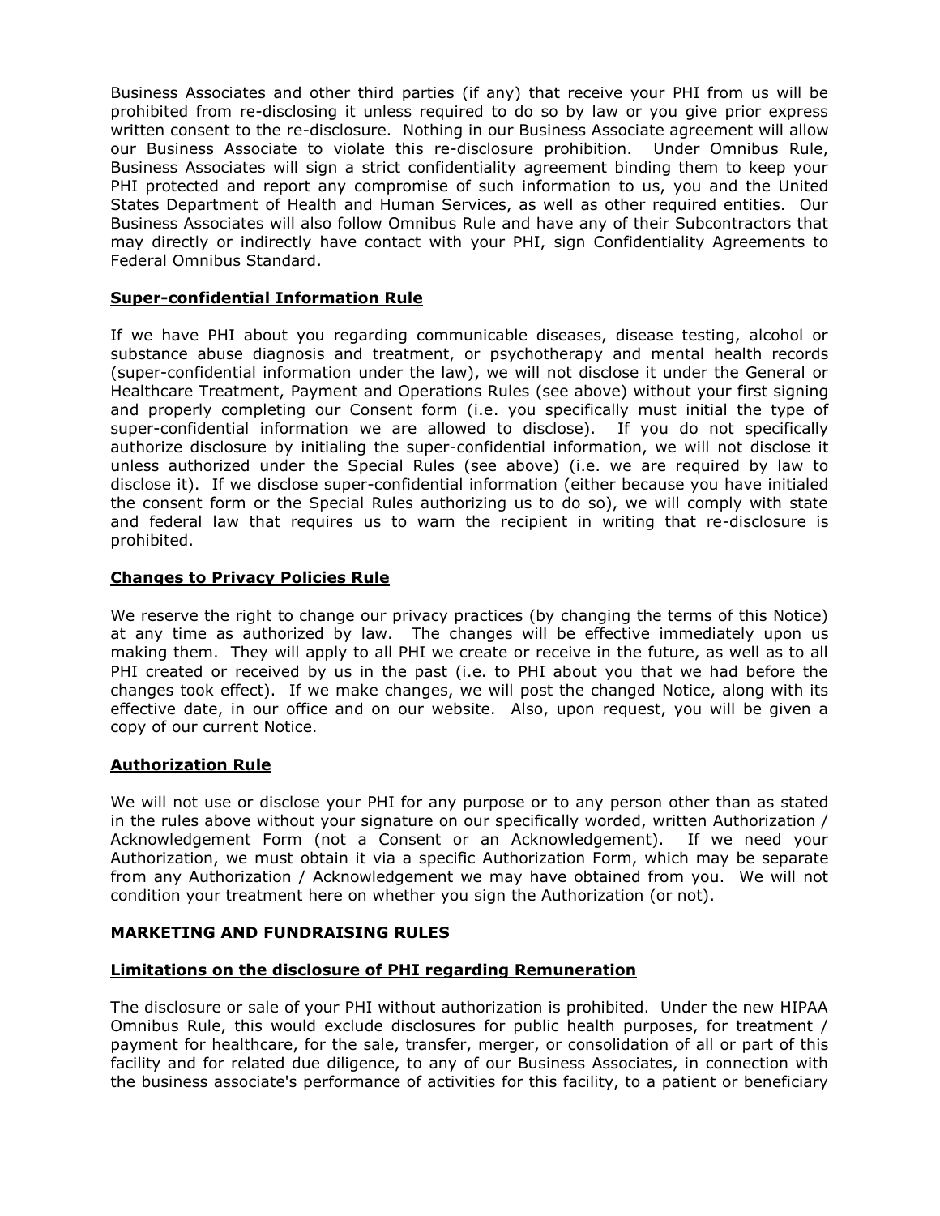Business Associates and other third parties (if any) that receive your PHI from us will be prohibited from re-disclosing it unless required to do so by law or you give prior express written consent to the re-disclosure. Nothing in our Business Associate agreement will allow our Business Associate to violate this re-disclosure prohibition. Under Omnibus Rule, Business Associates will sign a strict confidentiality agreement binding them to keep your PHI protected and report any compromise of such information to us, you and the United States Department of Health and Human Services, as well as other required entities. Our Business Associates will also follow Omnibus Rule and have any of their Subcontractors that may directly or indirectly have contact with your PHI, sign Confidentiality Agreements to Federal Omnibus Standard.

**Super-confidential Information Rule**

If we have PHI about you regarding communicable diseases, disease testing, alcohol or substance abuse diagnosis and treatment, or psychotherapy and mental health records (super-confidential information under the law), we will not disclose it under the General or Healthcare Treatment, Payment and Operations Rules (see above) without your first signing and properly completing our Consent form (i.e. you specifically must initial the type of super-confidential information we are allowed to disclose). If you do not specifically authorize disclosure by initialing the super-confidential information, we will not disclose it unless authorized under the Special Rules (see above) (i.e. we are required by law to disclose it). If we disclose super-confidential information (either because you have initialed the consent form or the Special Rules authorizing us to do so), we will comply with state and federal law that requires us to warn the recipient in writing that re-disclosure is prohibited.

**Changes to Privacy Policies Rule**

We reserve the right to change our privacy practices (by changing the terms of this Notice) at any time as authorized by law. The changes will be effective immediately upon us making them. They will apply to all PHI we create or receive in the future, as well as to all PHI created or received by us in the past (i.e. to PHI about you that we had before the changes took effect). If we make changes, we will post the changed Notice, along with its effective date, in our office and on our website. Also, upon request, you will be given a copy of our current Notice.

**Authorization Rule**

We will not use or disclose your PHI for any purpose or to any person other than as stated in the rules above without your signature on our specifically worded, written Authorization / Acknowledgement Form (not a Consent or an Acknowledgement). If we need your Authorization, we must obtain it via a specific Authorization Form, which may be separate from any Authorization / Acknowledgement we may have obtained from you. We will not condition your treatment here on whether you sign the Authorization (or not).

**MARKETING AND FUNDRAISING RULES**

**Limitations on the disclosure of PHI regarding Remuneration**

The disclosure or sale of your PHI without authorization is prohibited. Under the new HIPAA Omnibus Rule, this would exclude disclosures for public health purposes, for treatment / payment for healthcare, for the sale, transfer, merger, or consolidation of all or part of this facility and for related due diligence, to any of our Business Associates, in connection with the business associate's performance of activities for this facility, to a patient or beneficiary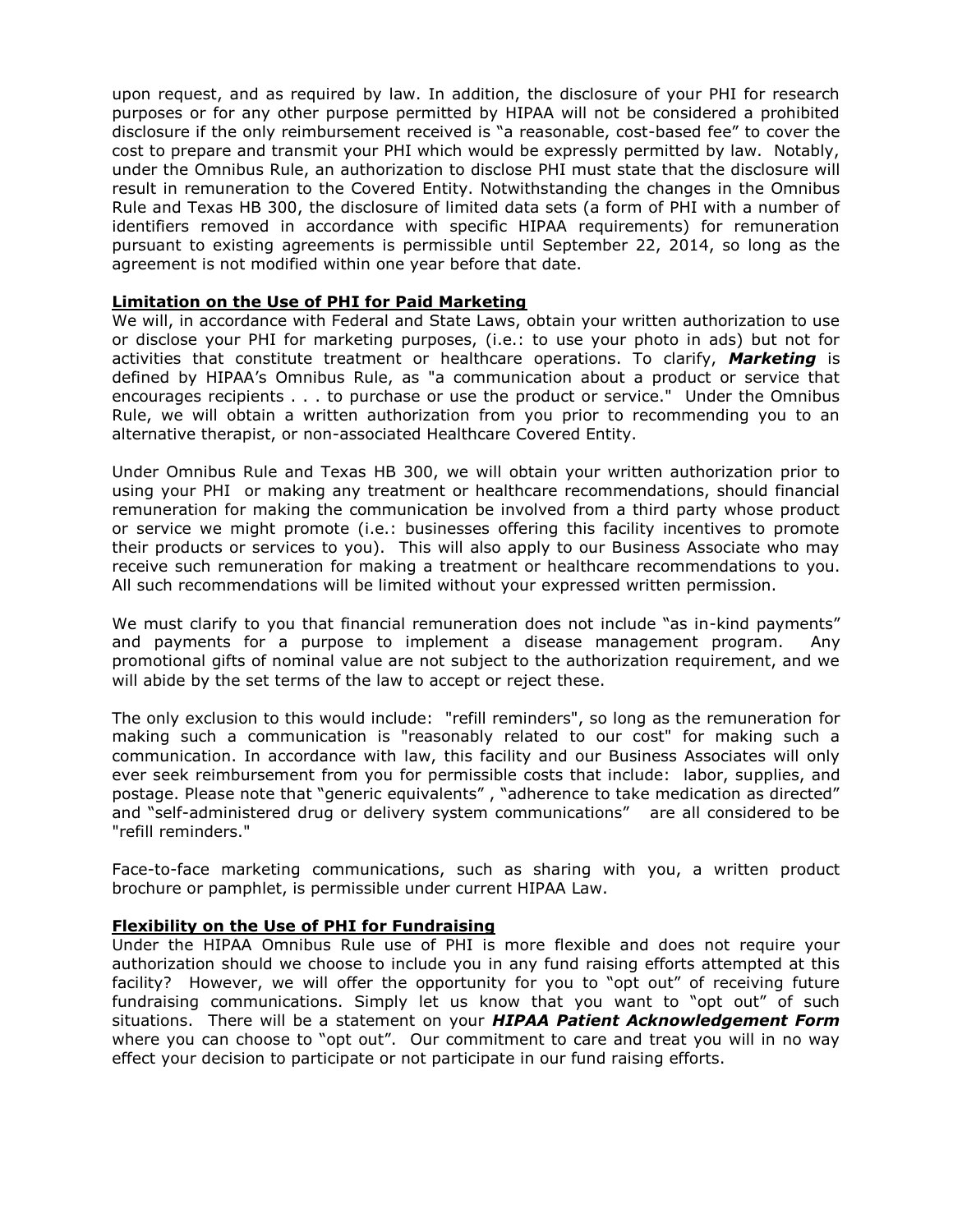upon request, and as required by law. In addition, the disclosure of your PHI for research purposes or for any other purpose permitted by HIPAA will not be considered a prohibited disclosure if the only reimbursement received is "a reasonable, cost-based fee" to cover the cost to prepare and transmit your PHI which would be expressly permitted by law. Notably, under the Omnibus Rule, an authorization to disclose PHI must state that the disclosure will result in remuneration to the Covered Entity. Notwithstanding the changes in the Omnibus Rule and Texas HB 300, the disclosure of limited data sets (a form of PHI with a number of identifiers removed in accordance with specific HIPAA requirements) for remuneration pursuant to existing agreements is permissible until September 22, 2014, so long as the agreement is not modified within one year before that date.

**Limitation on the Use of PHI for Paid Marketing**

We will, in accordance with Federal and State Laws, obtain your written authorization to use or disclose your PHI for marketing purposes, (i.e.: to use your photo in ads) but not for activities that constitute treatment or healthcare operations. To clarify, ***Marketing*** is defined by HIPAA's Omnibus Rule, as "a communication about a product or service that encourages recipients . . . to purchase or use the product or service." Under the Omnibus Rule, we will obtain a written authorization from you prior to recommending you to an alternative therapist, or non-associated Healthcare Covered Entity.

Under Omnibus Rule and Texas HB 300, we will obtain your written authorization prior to using your PHI or making any treatment or healthcare recommendations, should financial remuneration for making the communication be involved from a third party whose product or service we might promote (i.e.: businesses offering this facility incentives to promote their products or services to you). This will also apply to our Business Associate who may receive such remuneration for making a treatment or healthcare recommendations to you. All such recommendations will be limited without your expressed written permission.

We must clarify to you that financial remuneration does not include "as in-kind payments" and payments for a purpose to implement a disease management program. Any promotional gifts of nominal value are not subject to the authorization requirement, and we will abide by the set terms of the law to accept or reject these.

The only exclusion to this would include: "refill reminders", so long as the remuneration for making such a communication is "reasonably related to our cost" for making such a communication. In accordance with law, this facility and our Business Associates will only ever seek reimbursement from you for permissible costs that include: labor, supplies, and postage. Please note that "generic equivalents" , "adherence to take medication as directed" and "self-administered drug or delivery system communications" are all considered to be "refill reminders."

Face-to-face marketing communications, such as sharing with you, a written product brochure or pamphlet, is permissible under current HIPAA Law.

**Flexibility on the Use of PHI for Fundraising**

Under the HIPAA Omnibus Rule use of PHI is more flexible and does not require your authorization should we choose to include you in any fund raising efforts attempted at this facility? However, we will offer the opportunity for you to "opt out" of receiving future fundraising communications. Simply let us know that you want to "opt out" of such situations. There will be a statement on your ***HIPAA Patient Acknowledgement Form*** where you can choose to "opt out". Our commitment to care and treat you will in no way effect your decision to participate or not participate in our fund raising efforts.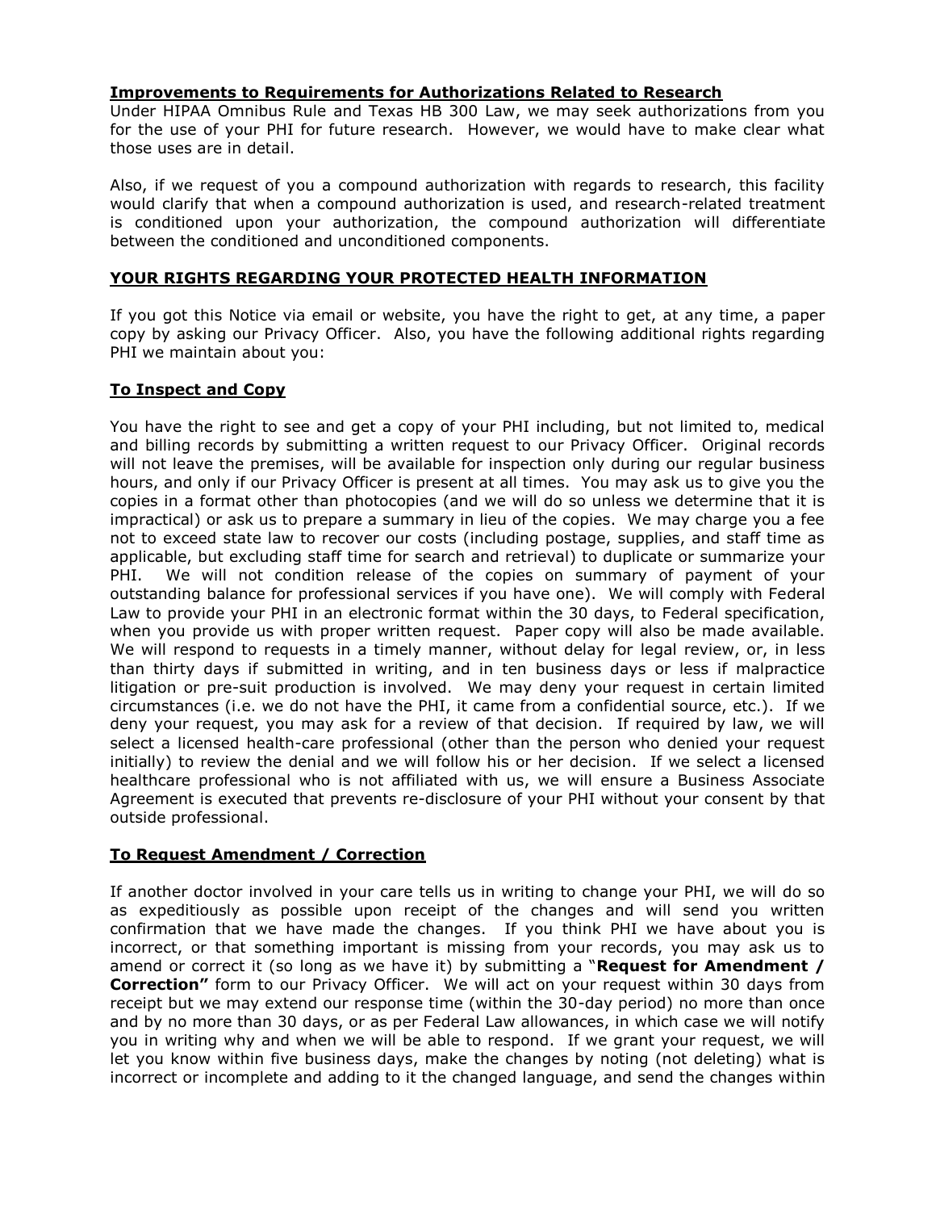**Improvements to Requirements for Authorizations Related to Research**

Under HIPAA Omnibus Rule and Texas HB 300 Law, we may seek authorizations from you for the use of your PHI for future research. However, we would have to make clear what those uses are in detail.

Also, if we request of you a compound authorization with regards to research, this facility would clarify that when a compound authorization is used, and research-related treatment is conditioned upon your authorization, the compound authorization will differentiate between the conditioned and unconditioned components.

## YOUR RIGHTS REGARDING YOUR PROTECTED HEALTH INFORMATION

If you got this Notice via email or website, you have the right to get, at any time, a paper copy by asking our Privacy Officer. Also, you have the following additional rights regarding PHI we maintain about you:

### To Inspect and Copy

You have the right to see and get a copy of your PHI including, but not limited to, medical and billing records by submitting a written request to our Privacy Officer. Original records will not leave the premises, will be available for inspection only during our regular business hours, and only if our Privacy Officer is present at all times. You may ask us to give you the copies in a format other than photocopies (and we will do so unless we determine that it is impractical) or ask us to prepare a summary in lieu of the copies. We may charge you a fee not to exceed state law to recover our costs (including postage, supplies, and staff time as applicable, but excluding staff time for search and retrieval) to duplicate or summarize your PHI. We will not condition release of the copies on summary of payment of your outstanding balance for professional services if you have one). We will comply with Federal Law to provide your PHI in an electronic format within the 30 days, to Federal specification, when you provide us with proper written request. Paper copy will also be made available. We will respond to requests in a timely manner, without delay for legal review, or, in less than thirty days if submitted in writing, and in ten business days or less if malpractice litigation or pre-suit production is involved. We may deny your request in certain limited circumstances (i.e. we do not have the PHI, it came from a confidential source, etc.). If we deny your request, you may ask for a review of that decision. If required by law, we will select a licensed health-care professional (other than the person who denied your request initially) to review the denial and we will follow his or her decision. If we select a licensed healthcare professional who is not affiliated with us, we will ensure a Business Associate Agreement is executed that prevents re-disclosure of your PHI without your consent by that outside professional.

### To Request Amendment / Correction

If another doctor involved in your care tells us in writing to change your PHI, we will do so as expeditiously as possible upon receipt of the changes and will send you written confirmation that we have made the changes. If you think PHI we have about you is incorrect, or that something important is missing from your records, you may ask us to amend or correct it (so long as we have it) by submitting a "**Request for Amendment / Correction"** form to our Privacy Officer. We will act on your request within 30 days from receipt but we may extend our response time (within the 30-day period) no more than once and by no more than 30 days, or as per Federal Law allowances, in which case we will notify you in writing why and when we will be able to respond. If we grant your request, we will let you know within five business days, make the changes by noting (not deleting) what is incorrect or incomplete and adding to it the changed language, and send the changes within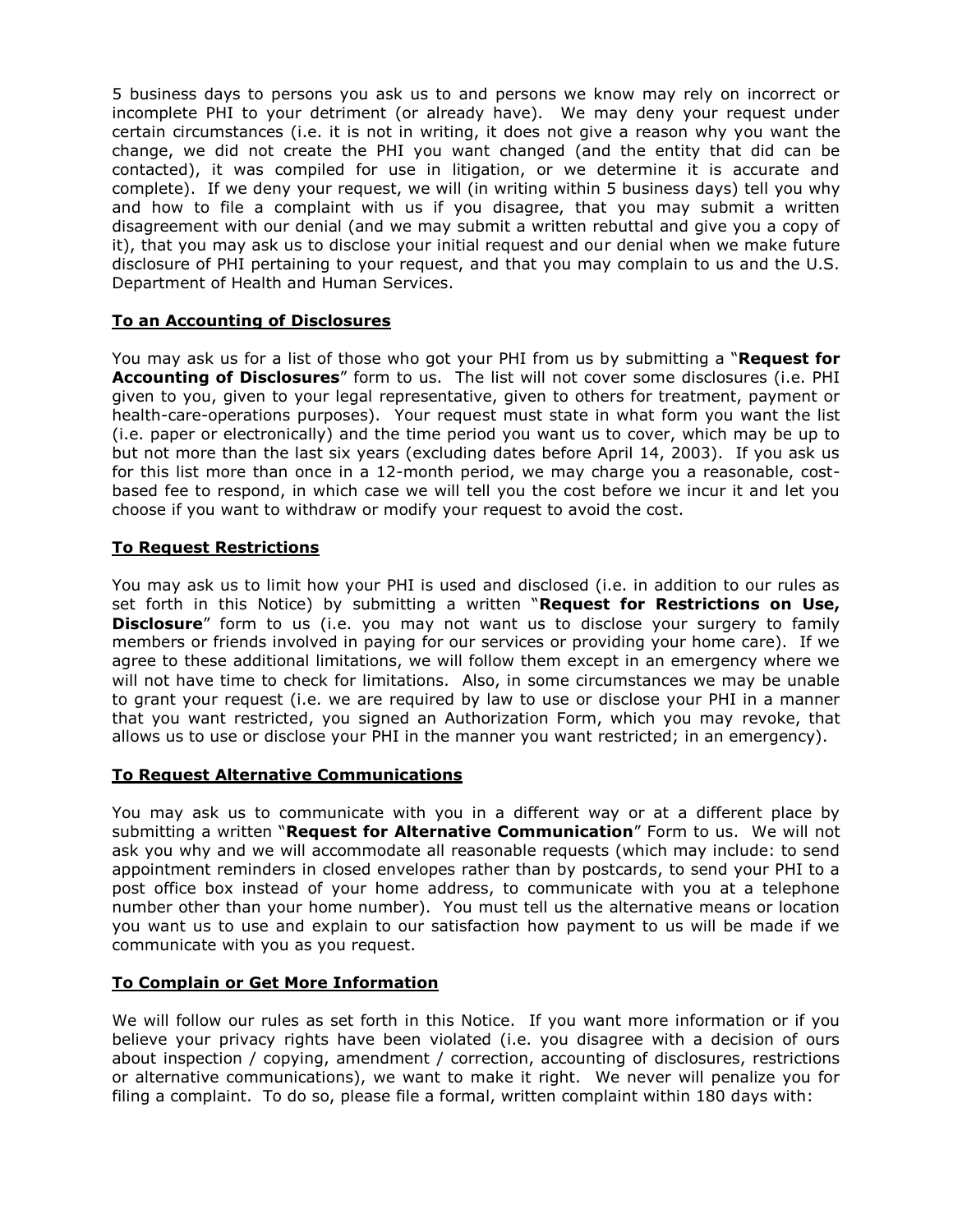5 business days to persons you ask us to and persons we know may rely on incorrect or incomplete PHI to your detriment (or already have). We may deny your request under certain circumstances (i.e. it is not in writing, it does not give a reason why you want the change, we did not create the PHI you want changed (and the entity that did can be contacted), it was compiled for use in litigation, or we determine it is accurate and complete). If we deny your request, we will (in writing within 5 business days) tell you why and how to file a complaint with us if you disagree, that you may submit a written disagreement with our denial (and we may submit a written rebuttal and give you a copy of it), that you may ask us to disclose your initial request and our denial when we make future disclosure of PHI pertaining to your request, and that you may complain to us and the U.S. Department of Health and Human Services.

### To an Accounting of Disclosures

You may ask us for a list of those who got your PHI from us by submitting a "**Request for Accounting of Disclosures**" form to us. The list will not cover some disclosures (i.e. PHI given to you, given to your legal representative, given to others for treatment, payment or health-care-operations purposes). Your request must state in what form you want the list (i.e. paper or electronically) and the time period you want us to cover, which may be up to but not more than the last six years (excluding dates before April 14, 2003). If you ask us for this list more than once in a 12-month period, we may charge you a reasonable, cost-based fee to respond, in which case we will tell you the cost before we incur it and let you choose if you want to withdraw or modify your request to avoid the cost.

### To Request Restrictions

You may ask us to limit how your PHI is used and disclosed (i.e. in addition to our rules as set forth in this Notice) by submitting a written "**Request for Restrictions on Use, Disclosure**" form to us (i.e. you may not want us to disclose your surgery to family members or friends involved in paying for our services or providing your home care). If we agree to these additional limitations, we will follow them except in an emergency where we will not have time to check for limitations. Also, in some circumstances we may be unable to grant your request (i.e. we are required by law to use or disclose your PHI in a manner that you want restricted, you signed an Authorization Form, which you may revoke, that allows us to use or disclose your PHI in the manner you want restricted; in an emergency).

### To Request Alternative Communications

You may ask us to communicate with you in a different way or at a different place by submitting a written "**Request for Alternative Communication**" Form to us. We will not ask you why and we will accommodate all reasonable requests (which may include: to send appointment reminders in closed envelopes rather than by postcards, to send your PHI to a post office box instead of your home address, to communicate with you at a telephone number other than your home number). You must tell us the alternative means or location you want us to use and explain to our satisfaction how payment to us will be made if we communicate with you as you request.

### To Complain or Get More Information

We will follow our rules as set forth in this Notice. If you want more information or if you believe your privacy rights have been violated (i.e. you disagree with a decision of ours about inspection / copying, amendment / correction, accounting of disclosures, restrictions or alternative communications), we want to make it right. We never will penalize you for filing a complaint. To do so, please file a formal, written complaint within 180 days with: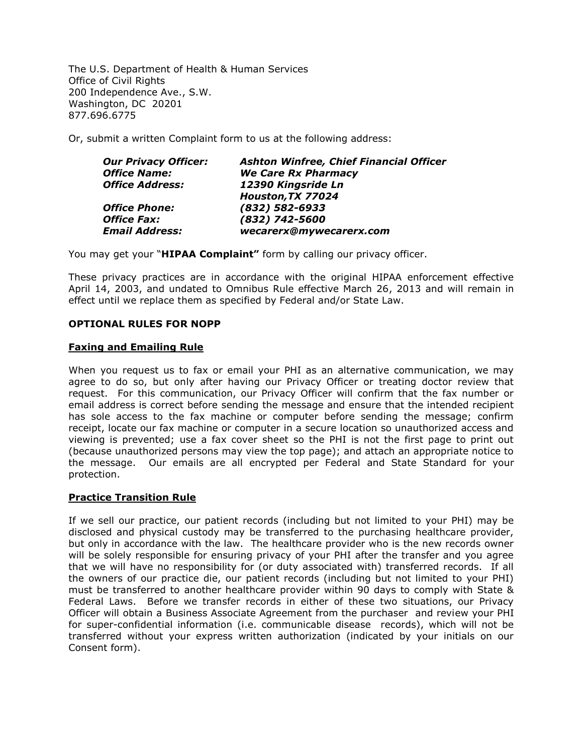The U.S. Department of Health & Human Services
Office of Civil Rights
200 Independence Ave., S.W.
Washington, DC 20201
877.696.6775

Or, submit a written Complaint form to us at the following address:

| | |
|---|---|
| ***Our Privacy Officer:*** | ***Ashton Winfree, Chief Financial Officer*** |
| ***Office Name:*** | ***We Care Rx Pharmacy*** |
| ***Office Address:*** | ***12390 Kingsride Ln Houston,TX 77024*** |
| ***Office Phone:*** | ***(832) 582-6933*** |
| ***Office Fax:*** | ***(832) 742-5600*** |
| ***Email Address:*** | ***wecarerx@mywecarerx.com*** |

You may get your "**HIPAA Complaint"** form by calling our privacy officer.

These privacy practices are in accordance with the original HIPAA enforcement effective April 14, 2003, and undated to Omnibus Rule effective March 26, 2013 and will remain in effect until we replace them as specified by Federal and/or State Law.

**OPTIONAL RULES FOR NOPP**

**Faxing and Emailing Rule**

When you request us to fax or email your PHI as an alternative communication, we may agree to do so, but only after having our Privacy Officer or treating doctor review that request. For this communication, our Privacy Officer will confirm that the fax number or email address is correct before sending the message and ensure that the intended recipient has sole access to the fax machine or computer before sending the message; confirm receipt, locate our fax machine or computer in a secure location so unauthorized access and viewing is prevented; use a fax cover sheet so the PHI is not the first page to print out (because unauthorized persons may view the top page); and attach an appropriate notice to the message. Our emails are all encrypted per Federal and State Standard for your protection.

**Practice Transition Rule**

If we sell our practice, our patient records (including but not limited to your PHI) may be disclosed and physical custody may be transferred to the purchasing healthcare provider, but only in accordance with the law. The healthcare provider who is the new records owner will be solely responsible for ensuring privacy of your PHI after the transfer and you agree that we will have no responsibility for (or duty associated with) transferred records. If all the owners of our practice die, our patient records (including but not limited to your PHI) must be transferred to another healthcare provider within 90 days to comply with State & Federal Laws. Before we transfer records in either of these two situations, our Privacy Officer will obtain a Business Associate Agreement from the purchaser and review your PHI for super-confidential information (i.e. communicable disease records), which will not be transferred without your express written authorization (indicated by your initials on our Consent form).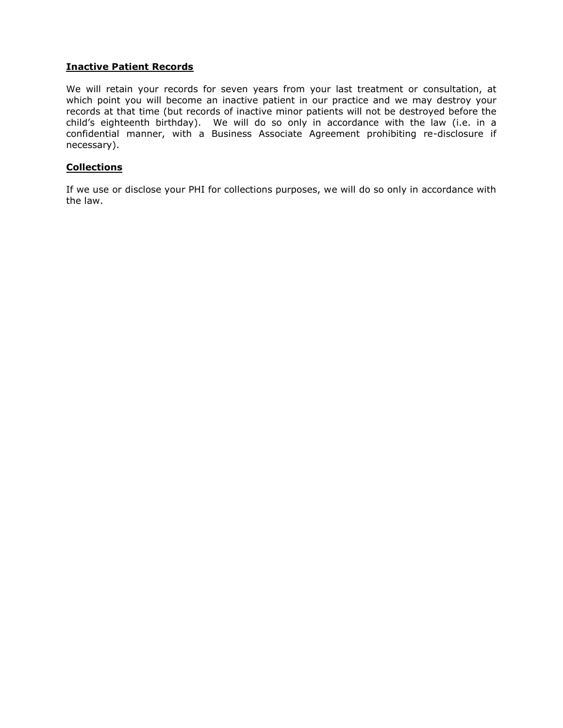**Inactive Patient Records**

We will retain your records for seven years from your last treatment or consultation, at which point you will become an inactive patient in our practice and we may destroy your records at that time (but records of inactive minor patients will not be destroyed before the child's eighteenth birthday). We will do so only in accordance with the law (i.e. in a confidential manner, with a Business Associate Agreement prohibiting re-disclosure if necessary).

**Collections**

If we use or disclose your PHI for collections purposes, we will do so only in accordance with the law.